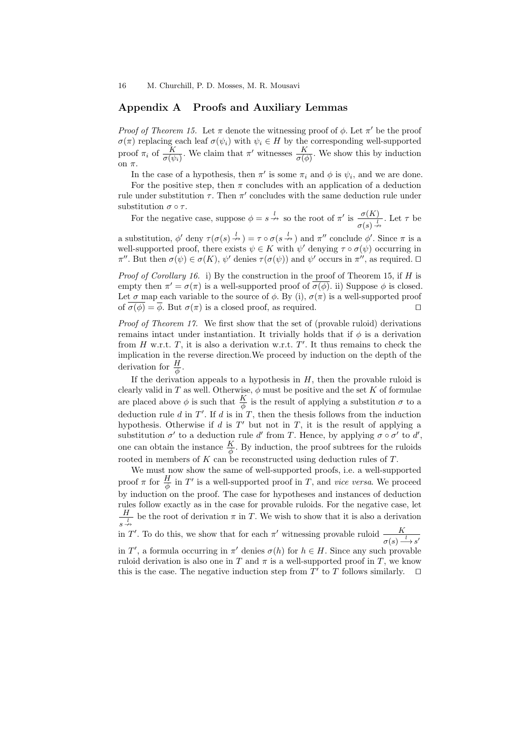## Appendix A Proofs and Auxiliary Lemmas

*Proof of Theorem 15.* Let $\pi$ denote the witnessing proof of $\phi$. Let $\pi'$ be the proof $\sigma(\pi)$ replacing each leaf $\sigma(\psi_i)$ with $\psi_i \in H$ by the corresponding well-supported proof $\pi_i$ of $\frac{K}{\sigma(\psi_i)}$. We claim that $\pi'$ witnesses $\frac{K}{\sigma(\phi)}$. We show this by induction on $\pi$.

In the case of a hypothesis, then $\pi'$ is some $\pi_i$ and $\phi$ is $\psi_i$, and we are done.

For the positive step, then $\pi$ concludes with an application of a deduction rule under substitution $\tau$. Then $\pi'$ concludes with the same deduction rule under substitution $\sigma \circ \tau$.

For the negative case, suppose $\phi = s \stackrel{l}{\nrightarrow}$ so the root of $\pi'$ is $\frac{\sigma(K)}{\sigma(s) \stackrel{l}{\nrightarrow}}$. Let $\tau$ be a substitution, $\phi'$ deny $\tau(\sigma(s) \stackrel{l}{\nrightarrow}) = \tau \circ \sigma(s \stackrel{l}{\nrightarrow})$ and $\pi''$ conclude $\phi'$. Since $\pi$ is a well-supported proof, there exists $\psi \in K$ with $\psi'$ denying $\tau \circ \sigma(\psi)$ occurring in $\pi''$. But then $\sigma(\psi) \in \sigma(K)$, $\psi'$ denies $\tau(\sigma(\psi))$ and $\psi'$ occurs in $\pi''$, as required. $\square$

*Proof of Corollary 16.* i) By the construction in the proof of Theorem 15, if $H$ is empty then $\pi' = \sigma(\pi)$ is a well-supported proof of $\overline{\sigma(\phi)}$. ii) Suppose $\phi$ is closed. Let $\sigma$ map each variable to the source of $\phi$. By (i), $\sigma(\pi)$ is a well-supported proof of $\overline{\sigma(\phi)} = \overline{\phi}$. But $\sigma(\pi)$ is a closed proof, as required. $\square$

*Proof of Theorem 17.* We first show that the set of (provable ruloid) derivations remains intact under instantiation. It trivially holds that if $\phi$ is a derivation from $H$ w.r.t. $T$, it is also a derivation w.r.t. $T'$. It thus remains to check the implication in the reverse direction.We proceed by induction on the depth of the derivation for $\frac{H}{\phi}$.

If the derivation appeals to a hypothesis in $H$, then the provable ruloid is clearly valid in $T$ as well. Otherwise, $\phi$ must be positive and the set $K$ of formulae are placed above $\phi$ is such that $\frac{K}{\phi}$ is the result of applying a substitution $\sigma$ to a deduction rule $d$ in $T'$. If $d$ is in $T$, then the thesis follows from the induction hypothesis. Otherwise if $d$ is $T'$ but not in $T$, it is the result of applying a substitution $\sigma'$ to a deduction rule $d'$ from $T$. Hence, by applying $\sigma \circ \sigma'$ to $d'$, one can obtain the instance $\frac{K}{\phi}$. By induction, the proof subtrees for the ruloids rooted in members of $K$ can be reconstructed using deduction rules of $T$.

We must now show the same of well-supported proofs, i.e. a well-supported proof $\pi$ for $\frac{H}{\phi}$ in $T'$ is a well-supported proof in $T$, and *vice versa*. We proceed by induction on the proof. The case for hypotheses and instances of deduction rules follow exactly as in the case for provable ruloids. For the negative case, let $\frac{H}{s \stackrel{l}{\nrightarrow}}$ be the root of derivation $\pi$ in $T$. We wish to show that it is also a derivation in $T'$. To do this, we show that for each $\pi'$ witnessing provable ruloid $\frac{K}{\sigma(s) \xrightarrow{l} s'}$ in $T'$, a formula occurring in $\pi'$ denies $\sigma(h)$ for $h \in H$. Since any such provable ruloid derivation is also one in $T$ and $\pi$ is a well-supported proof in $T$, we know this is the case. The negative induction step from $T'$ to $T$ follows similarly. $\square$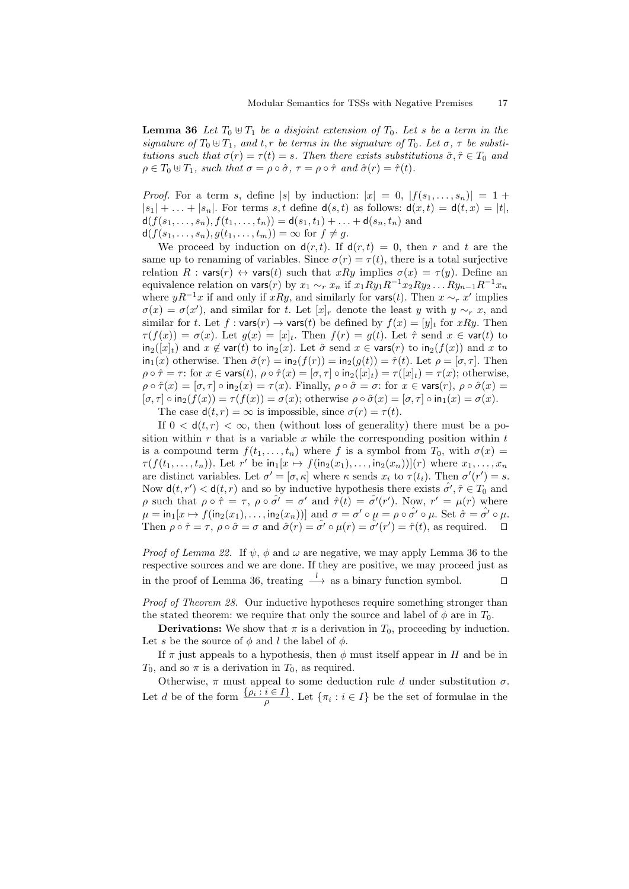**Lemma 36** *Let $T_0 \uplus T_1$ be a disjoint extension of $T_0$. Let $s$ be a term in the signature of $T_0 \uplus T_1$, and $t, r$ be terms in the signature of $T_0$. Let $\sigma$, $\tau$ be substitutions such that $\sigma(r) = \tau(t) = s$. Then there exists substitutions $\hat{\sigma}, \hat{\tau} \in T_0$ and $\rho \in T_0 \uplus T_1$, such that $\sigma = \rho \circ \hat{\sigma}$, $\tau = \rho \circ \hat{\tau}$ and $\hat{\sigma}(r) = \hat{\tau}(t)$.*

*Proof.* For a term $s$, define $|s|$ by induction: $|x| = 0$, $|f(s_1, \ldots, s_n)| = 1 + |s_1| + \ldots + |s_n|$. For terms $s, t$ define $\mathsf{d}(s,t)$ as follows: $\mathsf{d}(x,t) = \mathsf{d}(t,x) = |t|$, $\mathsf{d}(f(s_1, \ldots, s_n), f(t_1, \ldots, t_n)) = \mathsf{d}(s_1, t_1) + \ldots + \mathsf{d}(s_n, t_n)$ and $\mathsf{d}(f(s_1, \ldots, s_n), g(t_1, \ldots, t_m)) = \infty$ for $f \neq g$.

We proceed by induction on $\mathsf{d}(r,t)$. If $\mathsf{d}(r,t) = 0$, then $r$ and $t$ are the same up to renaming of variables. Since $\sigma(r) = \tau(t)$, there is a total surjective relation $R : \mathsf{vars}(r) \leftrightarrow \mathsf{vars}(t)$ such that $xRy$ implies $\sigma(x) = \tau(y)$. Define an equivalence relation on $\mathsf{vars}(r)$ by $x_1 \sim_r x_n$ if $x_1 R y_1 R^{-1} x_2 R y_2 \ldots R y_{n-1} R^{-1} x_n$ where $y R^{-1} x$ if and only if $xRy$, and similarly for $\mathsf{vars}(t)$. Then $x \sim_r x'$ implies $\sigma(x) = \sigma(x')$, and similar for $t$. Let $[x]_r$ denote the least $y$ with $y \sim_r x$, and similar for $t$. Let $f : \mathsf{vars}(r) \to \mathsf{vars}(t)$ be defined by $f(x) = [y]_t$ for $xRy$. Then $\tau(f(x)) = \sigma(x)$. Let $g(x) = [x]_t$. Then $f(r) = g(t)$. Let $\hat{\tau}$ send $x \in \mathsf{var}(t)$ to $\mathsf{in}_2([x]_t)$ and $x \notin \mathsf{var}(t)$ to $\mathsf{in}_2(x)$. Let $\hat{\sigma}$ send $x \in \mathsf{vars}(r)$ to $\mathsf{in}_2(f(x))$ and $x$ to $\mathsf{in}_1(x)$ otherwise. Then $\hat{\sigma}(r) = \mathsf{in}_2(f(r)) = \mathsf{in}_2(g(t)) = \hat{\tau}(t)$. Let $\rho = [\sigma, \tau]$. Then $\rho \circ \hat{\tau} = \tau$: for $x \in \mathsf{vars}(t)$, $\rho \circ \hat{\tau}(x) = [\sigma, \tau] \circ \mathsf{in}_2([x]_t) = \tau([x]_t) = \tau(x)$; otherwise, $\rho \circ \hat{\tau}(x) = [\sigma, \tau] \circ \mathsf{in}_2(x) = \tau(x)$. Finally, $\rho \circ \hat{\sigma} = \sigma$: for $x \in \mathsf{vars}(r)$, $\rho \circ \hat{\sigma}(x) = [\sigma, \tau] \circ \mathsf{in}_2(f(x)) = \tau(f(x)) = \sigma(x)$; otherwise $\rho \circ \hat{\sigma}(x) = [\sigma, \tau] \circ \mathsf{in}_1(x) = \sigma(x)$.

The case $\mathsf{d}(t,r) = \infty$ is impossible, since $\sigma(r) = \tau(t)$.

If $0 < \mathsf{d}(t,r) < \infty$, then (without loss of generality) there must be a position within $r$ that is a variable $x$ while the corresponding position within $t$ is a compound term $f(t_1, \ldots, t_n)$ where $f$ is a symbol from $T_0$, with $\sigma(x) = \tau(f(t_1, \ldots, t_n))$. Let $r'$ be $\mathsf{in}_1[x \mapsto f(\mathsf{in}_2(x_1), \ldots, \mathsf{in}_2(x_n))](r)$ where $x_1, \ldots, x_n$ are distinct variables. Let $\sigma' = [\sigma, \kappa]$ where $\kappa$ sends $x_i$ to $\tau(t_i)$. Then $\sigma'(r') = s$. Now $\mathsf{d}(t, r') < \mathsf{d}(t,r)$ and so by inductive hypothesis there exists $\hat{\sigma'}, \hat{\tau} \in T_0$ and $\rho$ such that $\rho \circ \hat{\tau} = \tau$, $\rho \circ \hat{\sigma'} = \sigma'$ and $\hat{\tau}(t) = \hat{\sigma'}(r')$. Now, $r' = \mu(r)$ where $\mu = \mathsf{in}_1[x \mapsto f(\mathsf{in}_2(x_1), \ldots, \mathsf{in}_2(x_n))]$ and $\sigma = \sigma' \circ \mu = \rho \circ \hat{\sigma'} \circ \mu$. Set $\hat{\sigma} = \hat{\sigma'} \circ \mu$. Then $\rho \circ \hat{\tau} = \tau$, $\rho \circ \hat{\sigma} = \sigma$ and $\hat{\sigma}(r) = \hat{\sigma'} \circ \mu(r) = \hat{\sigma'}(r') = \hat{\tau}(t)$, as required. $\square$

*Proof of Lemma 22.* If $\psi$, $\phi$ and $\omega$ are negative, we may apply Lemma 36 to the respective sources and we are done. If they are positive, we may proceed just as in the proof of Lemma 36, treating $\xrightarrow{l}$ as a binary function symbol. $\square$

*Proof of Theorem 28.* Our inductive hypotheses require something stronger than the stated theorem: we require that only the source and label of $\phi$ are in $T_0$.

**Derivations:** We show that $\pi$ is a derivation in $T_0$, proceeding by induction. Let $s$ be the source of $\phi$ and $l$ the label of $\phi$.

If $\pi$ just appeals to a hypothesis, then $\phi$ must itself appear in $H$ and be in $T_0$, and so $\pi$ is a derivation in $T_0$, as required.

Otherwise, $\pi$ must appeal to some deduction rule $d$ under substitution $\sigma$. Let $d$ be of the form $\frac{\{\rho_i : i \in I\}}{\rho}$. Let $\{\pi_i : i \in I\}$ be the set of formulae in the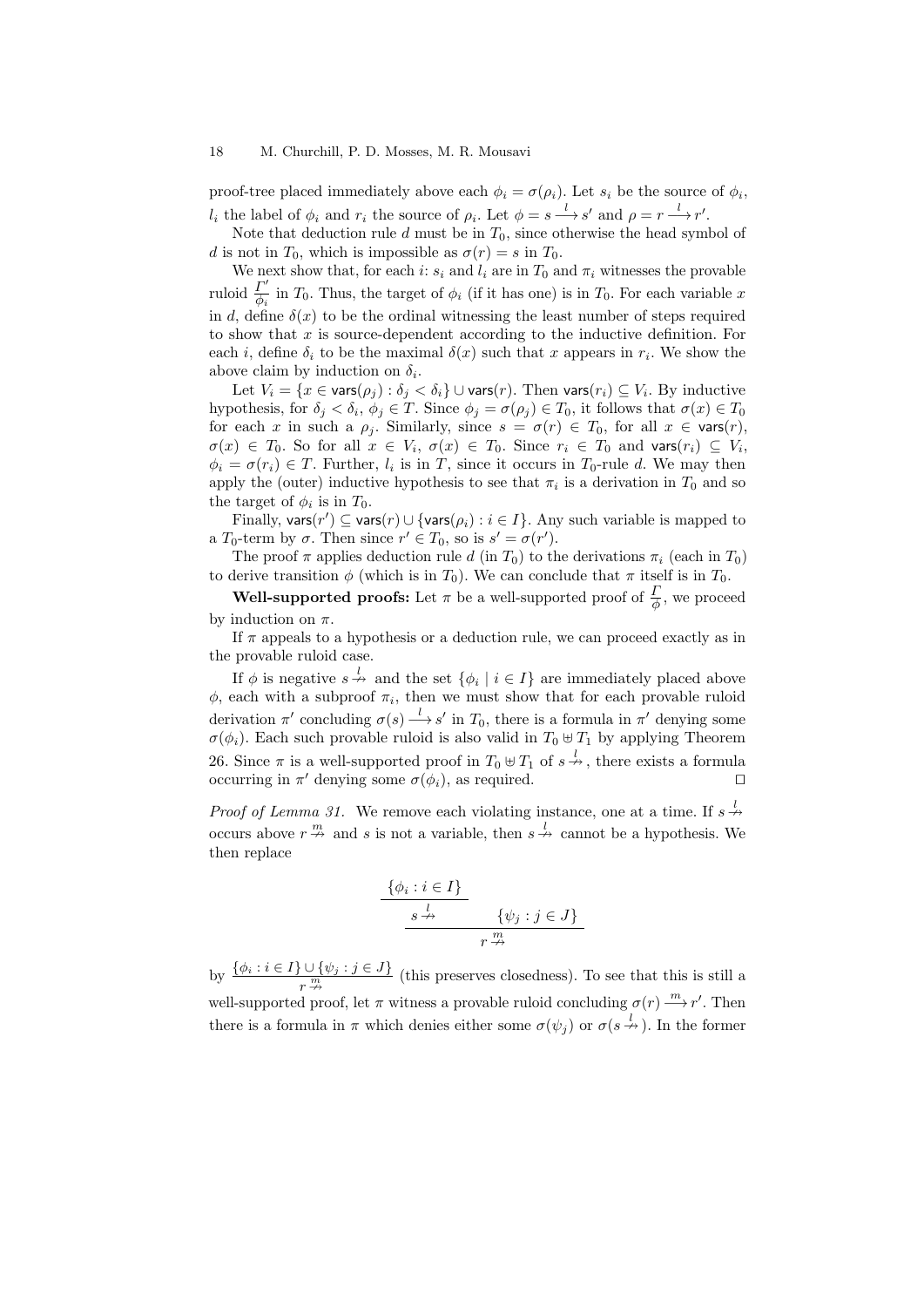proof-tree placed immediately above each $\phi_i = \sigma(\rho_i)$. Let $s_i$ be the source of $\phi_i$, $l_i$ the label of $\phi_i$ and $r_i$ the source of $\rho_i$. Let $\phi = s \xrightarrow{l} s'$ and $\rho = r \xrightarrow{l} r'$.

Note that deduction rule $d$ must be in $T_0$, since otherwise the head symbol of $d$ is not in $T_0$, which is impossible as $\sigma(r) = s$ in $T_0$.

We next show that, for each $i$: $s_i$ and $l_i$ are in $T_0$ and $\pi_i$ witnesses the provable ruloid $\frac{\Gamma'}{\phi_i}$ in $T_0$. Thus, the target of $\phi_i$ (if it has one) is in $T_0$. For each variable $x$ in $d$, define $\delta(x)$ to be the ordinal witnessing the least number of steps required to show that $x$ is source-dependent according to the inductive definition. For each $i$, define $\delta_i$ to be the maximal $\delta(x)$ such that $x$ appears in $r_i$. We show the above claim by induction on $\delta_i$.

Let $V_i = \{x \in \mathsf{vars}(\rho_j) : \delta_j < \delta_i\} \cup \mathsf{vars}(r)$. Then $\mathsf{vars}(r_i) \subseteq V_i$. By inductive hypothesis, for $\delta_j < \delta_i$, $\phi_j \in T$. Since $\phi_j = \sigma(\rho_j) \in T_0$, it follows that $\sigma(x) \in T_0$ for each $x$ in such a $\rho_j$. Similarly, since $s = \sigma(r) \in T_0$, for all $x \in \mathsf{vars}(r)$, $\sigma(x) \in T_0$. So for all $x \in V_i$, $\sigma(x) \in T_0$. Since $r_i \in T_0$ and $\mathsf{vars}(r_i) \subseteq V_i$, $\phi_i = \sigma(r_i) \in T$. Further, $l_i$ is in $T$, since it occurs in $T_0$-rule $d$. We may then apply the (outer) inductive hypothesis to see that $\pi_i$ is a derivation in $T_0$ and so the target of $\phi_i$ is in $T_0$.

Finally, $\mathsf{vars}(r') \subseteq \mathsf{vars}(r) \cup \{\mathsf{vars}(\rho_i) : i \in I\}$. Any such variable is mapped to a $T_0$-term by $\sigma$. Then since $r' \in T_0$, so is $s' = \sigma(r')$.

The proof $\pi$ applies deduction rule $d$ (in $T_0$) to the derivations $\pi_i$ (each in $T_0$) to derive transition $\phi$ (which is in $T_0$). We can conclude that $\pi$ itself is in $T_0$.

**Well-supported proofs:** Let $\pi$ be a well-supported proof of $\frac{\Gamma}{\phi}$, we proceed by induction on $\pi$.

If $\pi$ appeals to a hypothesis or a deduction rule, we can proceed exactly as in the provable ruloid case.

If $\phi$ is negative $s \overset{l}{\nrightarrow}$ and the set $\{\phi_i \mid i \in I\}$ are immediately placed above $\phi$, each with a subproof $\pi_i$, then we must show that for each provable ruloid derivation $\pi'$ concluding $\sigma(s) \xrightarrow{l} s'$ in $T_0$, there is a formula in $\pi'$ denying some $\sigma(\phi_i)$. Each such provable ruloid is also valid in $T_0 \uplus T_1$ by applying Theorem 26. Since $\pi$ is a well-supported proof in $T_0 \uplus T_1$ of $s \overset{l}{\nrightarrow}$, there exists a formula occurring in $\pi'$ denying some $\sigma(\phi_i)$, as required. $\square$

*Proof of Lemma 31.* We remove each violating instance, one at a time. If $s \overset{l}{\nrightarrow}$ occurs above $r \overset{m}{\nrightarrow}$ and $s$ is not a variable, then $s \overset{l}{\nrightarrow}$ cannot be a hypothesis. We then replace

$$\dfrac{\dfrac{\{\phi_i : i \in I\}}{s \overset{l}{\nrightarrow}} \qquad \{\psi_j : j \in J\}}{r \overset{m}{\nrightarrow}}$$

by $\frac{\{\phi_i : i \in I\} \cup \{\psi_j : j \in J\}}{r \overset{m}{\nrightarrow}}$ (this preserves closedness). To see that this is still a well-supported proof, let $\pi$ witness a provable ruloid concluding $\sigma(r) \xrightarrow{m} r'$. Then there is a formula in $\pi$ which denies either some $\sigma(\psi_j)$ or $\sigma(s \overset{l}{\nrightarrow})$. In the former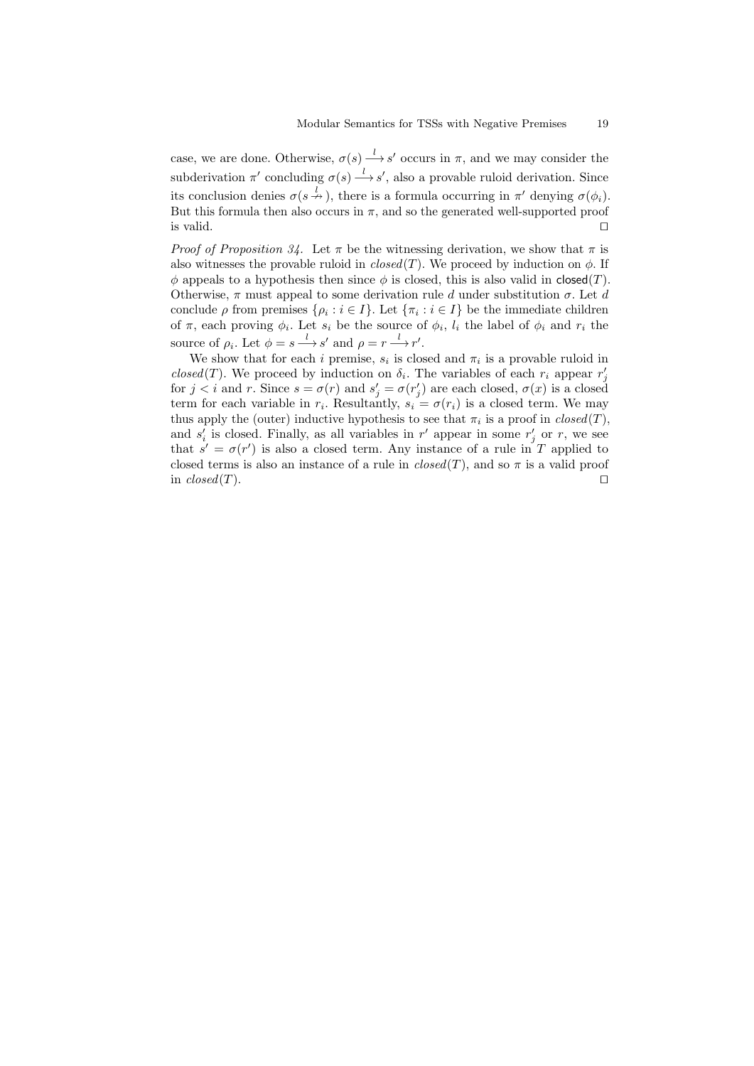case, we are done. Otherwise, $\sigma(s) \xrightarrow{l} s'$ occurs in $\pi$, and we may consider the subderivation $\pi'$ concluding $\sigma(s) \xrightarrow{l} s'$, also a provable ruloid derivation. Since its conclusion denies $\sigma(s \xrightarrow{l}\!\!\!\!\!\not\;\;)$, there is a formula occurring in $\pi'$ denying $\sigma(\phi_i)$. But this formula then also occurs in $\pi$, and so the generated well-supported proof is valid. $\square$

*Proof of Proposition 34.* Let $\pi$ be the witnessing derivation, we show that $\pi$ is also witnesses the provable ruloid in *closed*$(T)$. We proceed by induction on $\phi$. If $\phi$ appeals to a hypothesis then since $\phi$ is closed, this is also valid in $\mathsf{closed}(T)$. Otherwise, $\pi$ must appeal to some derivation rule $d$ under substitution $\sigma$. Let $d$ conclude $\rho$ from premises $\{\rho_i : i \in I\}$. Let $\{\pi_i : i \in I\}$ be the immediate children of $\pi$, each proving $\phi_i$. Let $s_i$ be the source of $\phi_i$, $l_i$ the label of $\phi_i$ and $r_i$ the source of $\rho_i$. Let $\phi = s \xrightarrow{l} s'$ and $\rho = r \xrightarrow{l} r'$.

We show that for each $i$ premise, $s_i$ is closed and $\pi_i$ is a provable ruloid in *closed*$(T)$. We proceed by induction on $\delta_i$. The variables of each $r_i$ appear $r'_j$ for $j < i$ and $r$. Since $s = \sigma(r)$ and $s'_j = \sigma(r'_j)$ are each closed, $\sigma(x)$ is a closed term for each variable in $r_i$. Resultantly, $s_i = \sigma(r_i)$ is a closed term. We may thus apply the (outer) inductive hypothesis to see that $\pi_i$ is a proof in *closed*$(T)$, and $s'_i$ is closed. Finally, as all variables in $r'$ appear in some $r'_j$ or $r$, we see that $s' = \sigma(r')$ is also a closed term. Any instance of a rule in $T$ applied to closed terms is also an instance of a rule in *closed*$(T)$, and so $\pi$ is a valid proof in *closed*$(T)$. $\square$